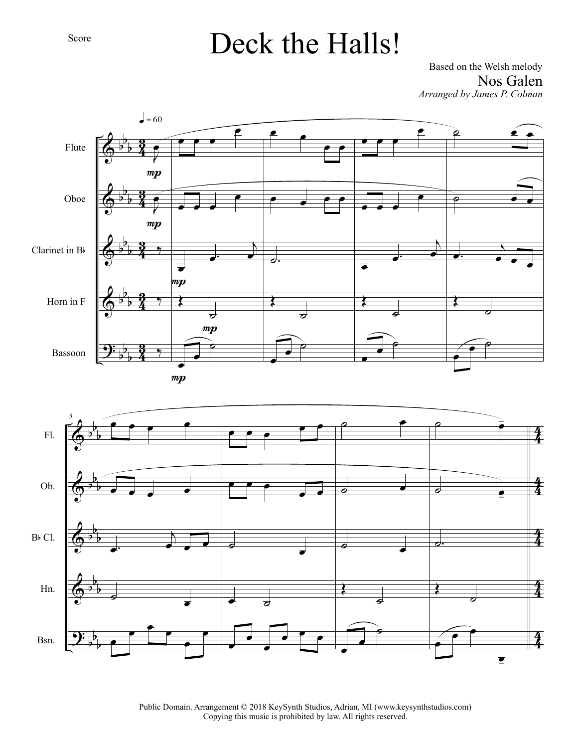Score

# Deck the Halls!

Based on the Welsh melody

Nos Galen

*Arranged by James P. Colman*

Public Domain. Arrangement © 2018 KeySynth Studios, Adrian, MI (www.keysynthstudios.com)
Copying this music is prohibited by law. All rights reserved.